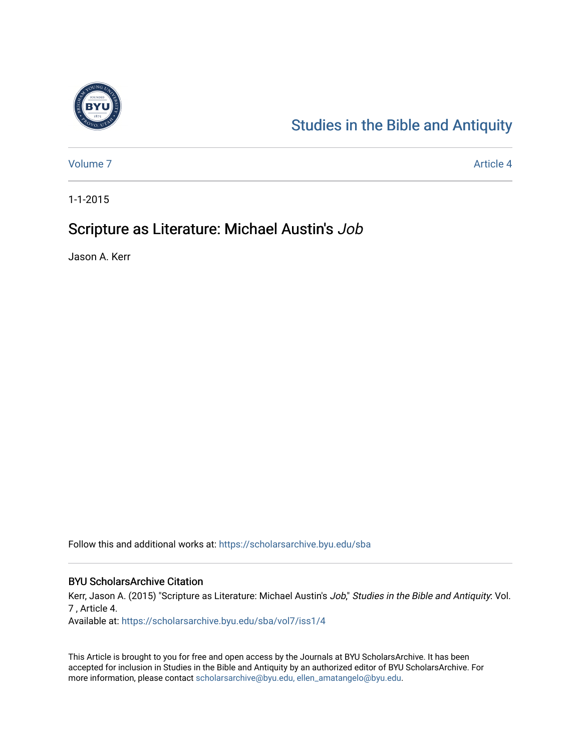[Studies in the Bible and Antiquity](https://scholarsarchive.byu.edu/sba)

Volume 7 Article 4

1-1-2015

# Scripture as Literature: Michael Austin's *Job*

Jason A. Kerr

Follow this and additional works at: https://scholarsarchive.byu.edu/sba

## BYU ScholarsArchive Citation

Kerr, Jason A. (2015) "Scripture as Literature: Michael Austin's *Job*," *Studies in the Bible and Antiquity*: Vol. 7 , Article 4.

Available at: https://scholarsarchive.byu.edu/sba/vol7/iss1/4

This Article is brought to you for free and open access by the Journals at BYU ScholarsArchive. It has been accepted for inclusion in Studies in the Bible and Antiquity by an authorized editor of BYU ScholarsArchive. For more information, please contact scholarsarchive@byu.edu, ellen_amatangelo@byu.edu.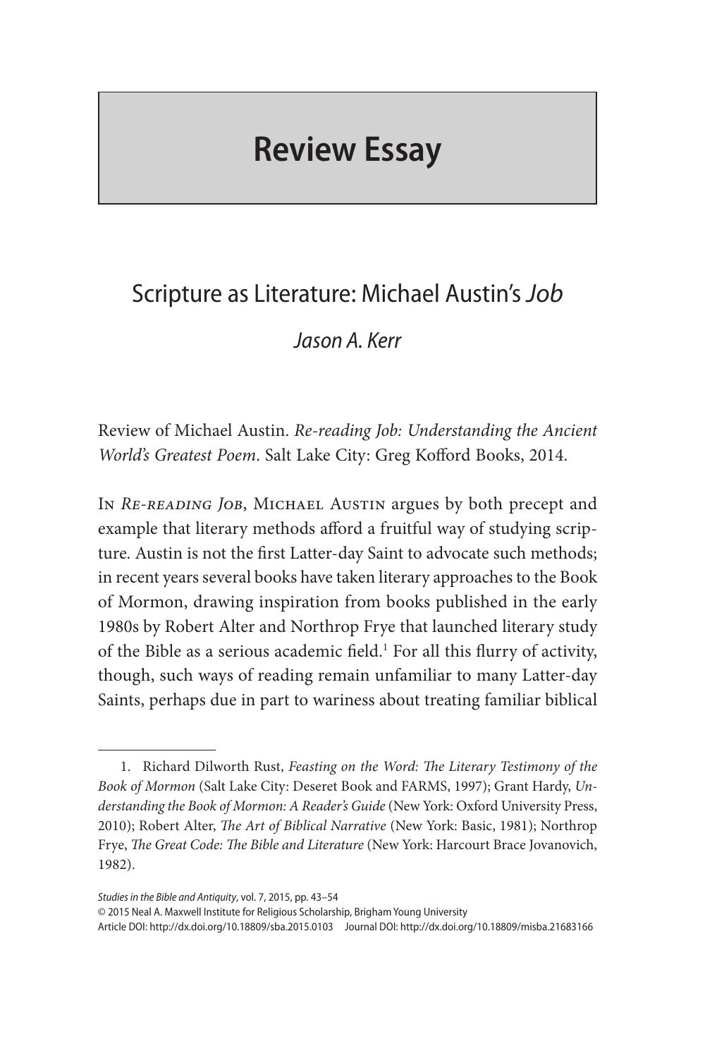# Review Essay

## Scripture as Literature: Michael Austin's *Job*

*Jason A. Kerr*

Review of Michael Austin. *Re-reading Job: Understanding the Ancient World's Greatest Poem*. Salt Lake City: Greg Kofford Books, 2014.

In *Re-reading Job*, Michael Austin argues by both precept and example that literary methods afford a fruitful way of studying scripture. Austin is not the first Latter-day Saint to advocate such methods; in recent years several books have taken literary approaches to the Book of Mormon, drawing inspiration from books published in the early 1980s by Robert Alter and Northrop Frye that launched literary study of the Bible as a serious academic field.[1] For all this flurry of activity, though, such ways of reading remain unfamiliar to many Latter-day Saints, perhaps due in part to wariness about treating familiar biblical

1. Richard Dilworth Rust, *Feasting on the Word: The Literary Testimony of the Book of Mormon* (Salt Lake City: Deseret Book and FARMS, 1997); Grant Hardy, *Understanding the Book of Mormon: A Reader's Guide* (New York: Oxford University Press, 2010); Robert Alter, *The Art of Biblical Narrative* (New York: Basic, 1981); Northrop Frye, *The Great Code: The Bible and Literature* (New York: Harcourt Brace Jovanovich, 1982).

© 2015 Neal A. Maxwell Institute for Religious Scholarship, Brigham Young University
Article DOI: http://dx.doi.org/10.18809/sba.2015.0103 Journal DOI: http://dx.doi.org/10.18809/misba.21683166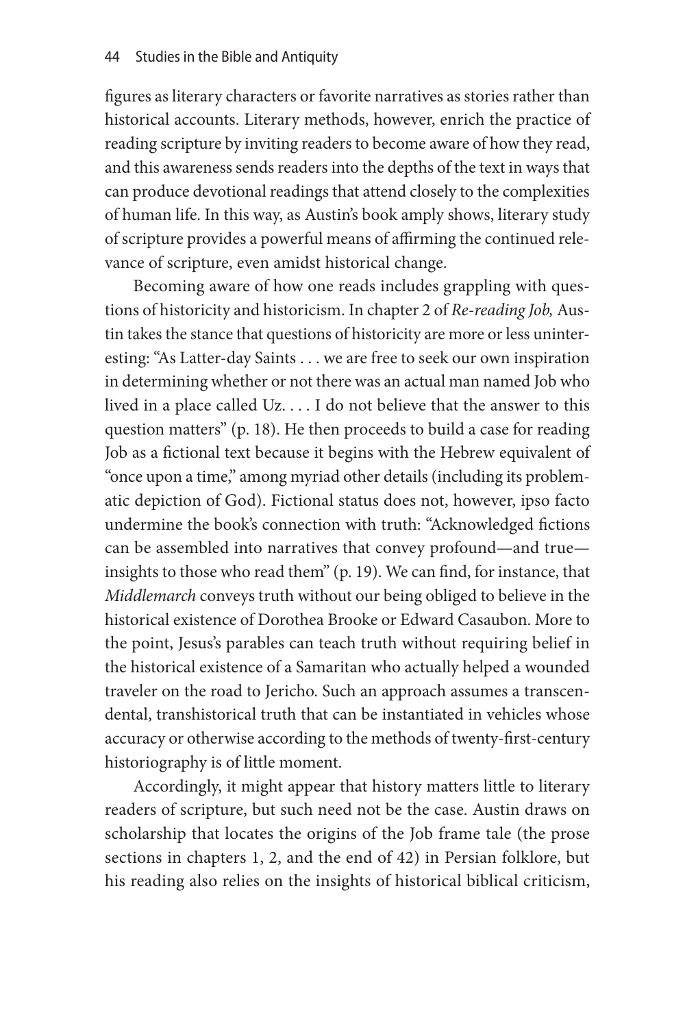figures as literary characters or favorite narratives as stories rather than historical accounts. Literary methods, however, enrich the practice of reading scripture by inviting readers to become aware of how they read, and this awareness sends readers into the depths of the text in ways that can produce devotional readings that attend closely to the complexities of human life. In this way, as Austin's book amply shows, literary study of scripture provides a powerful means of affirming the continued relevance of scripture, even amidst historical change.

Becoming aware of how one reads includes grappling with questions of historicity and historicism. In chapter 2 of *Re-reading Job,* Austin takes the stance that questions of historicity are more or less uninteresting: "As Latter-day Saints . . . we are free to seek our own inspiration in determining whether or not there was an actual man named Job who lived in a place called Uz. . . . I do not believe that the answer to this question matters" (p. 18). He then proceeds to build a case for reading Job as a fictional text because it begins with the Hebrew equivalent of "once upon a time," among myriad other details (including its problematic depiction of God). Fictional status does not, however, ipso facto undermine the book's connection with truth: "Acknowledged fictions can be assembled into narratives that convey profound—and true—insights to those who read them" (p. 19). We can find, for instance, that *Middlemarch* conveys truth without our being obliged to believe in the historical existence of Dorothea Brooke or Edward Casaubon. More to the point, Jesus's parables can teach truth without requiring belief in the historical existence of a Samaritan who actually helped a wounded traveler on the road to Jericho. Such an approach assumes a transcendental, transhistorical truth that can be instantiated in vehicles whose accuracy or otherwise according to the methods of twenty-first-century historiography is of little moment.

Accordingly, it might appear that history matters little to literary readers of scripture, but such need not be the case. Austin draws on scholarship that locates the origins of the Job frame tale (the prose sections in chapters 1, 2, and the end of 42) in Persian folklore, but his reading also relies on the insights of historical biblical criticism,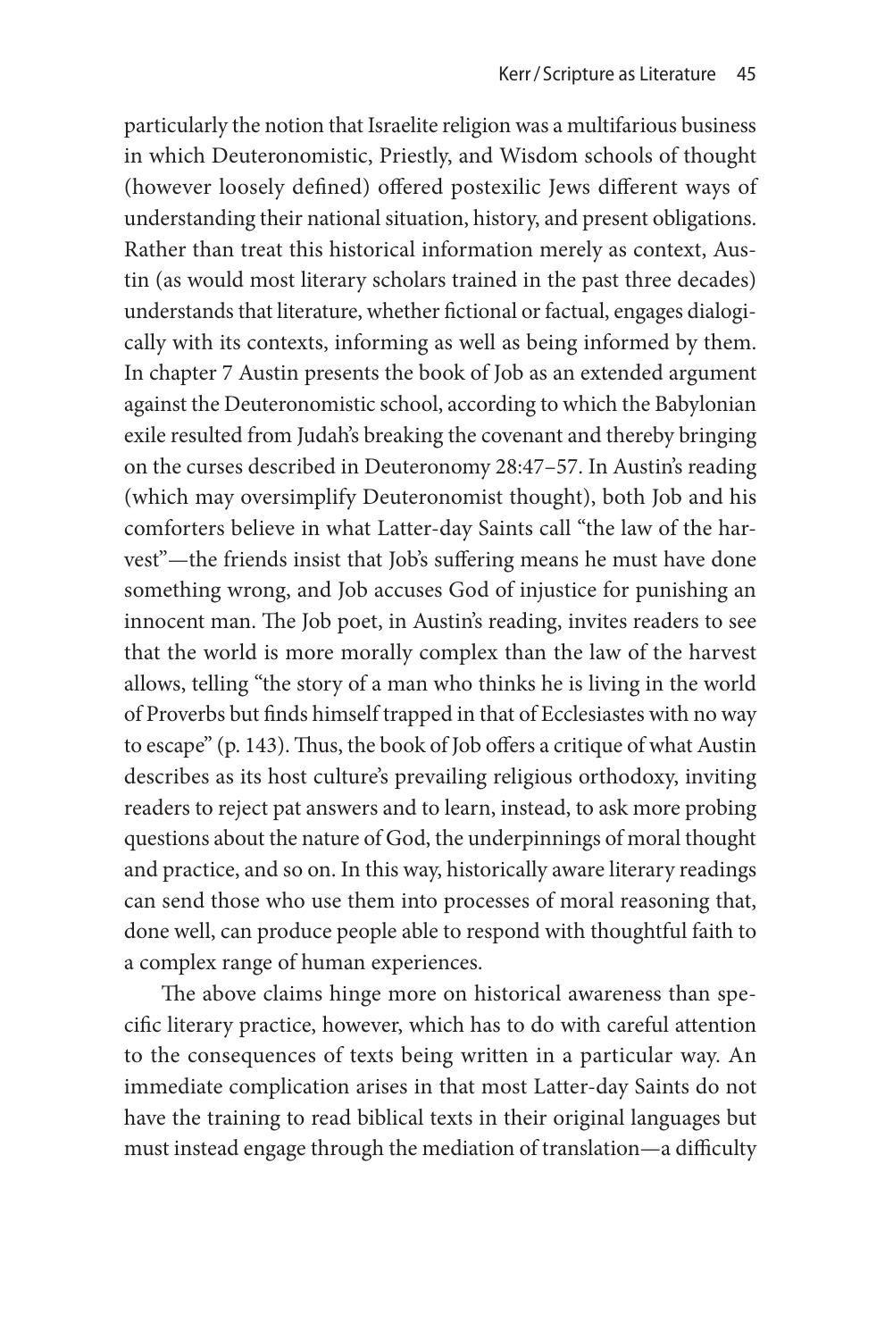particularly the notion that Israelite religion was a multifarious business in which Deuteronomistic, Priestly, and Wisdom schools of thought (however loosely defined) offered postexilic Jews different ways of understanding their national situation, history, and present obligations. Rather than treat this historical information merely as context, Austin (as would most literary scholars trained in the past three decades) understands that literature, whether fictional or factual, engages dialogically with its contexts, informing as well as being informed by them. In chapter 7 Austin presents the book of Job as an extended argument against the Deuteronomistic school, according to which the Babylonian exile resulted from Judah's breaking the covenant and thereby bringing on the curses described in Deuteronomy 28:47–57. In Austin's reading (which may oversimplify Deuteronomist thought), both Job and his comforters believe in what Latter-day Saints call "the law of the harvest"—the friends insist that Job's suffering means he must have done something wrong, and Job accuses God of injustice for punishing an innocent man. The Job poet, in Austin's reading, invites readers to see that the world is more morally complex than the law of the harvest allows, telling "the story of a man who thinks he is living in the world of Proverbs but finds himself trapped in that of Ecclesiastes with no way to escape" (p. 143). Thus, the book of Job offers a critique of what Austin describes as its host culture's prevailing religious orthodoxy, inviting readers to reject pat answers and to learn, instead, to ask more probing questions about the nature of God, the underpinnings of moral thought and practice, and so on. In this way, historically aware literary readings can send those who use them into processes of moral reasoning that, done well, can produce people able to respond with thoughtful faith to a complex range of human experiences.

The above claims hinge more on historical awareness than specific literary practice, however, which has to do with careful attention to the consequences of texts being written in a particular way. An immediate complication arises in that most Latter-day Saints do not have the training to read biblical texts in their original languages but must instead engage through the mediation of translation—a difficulty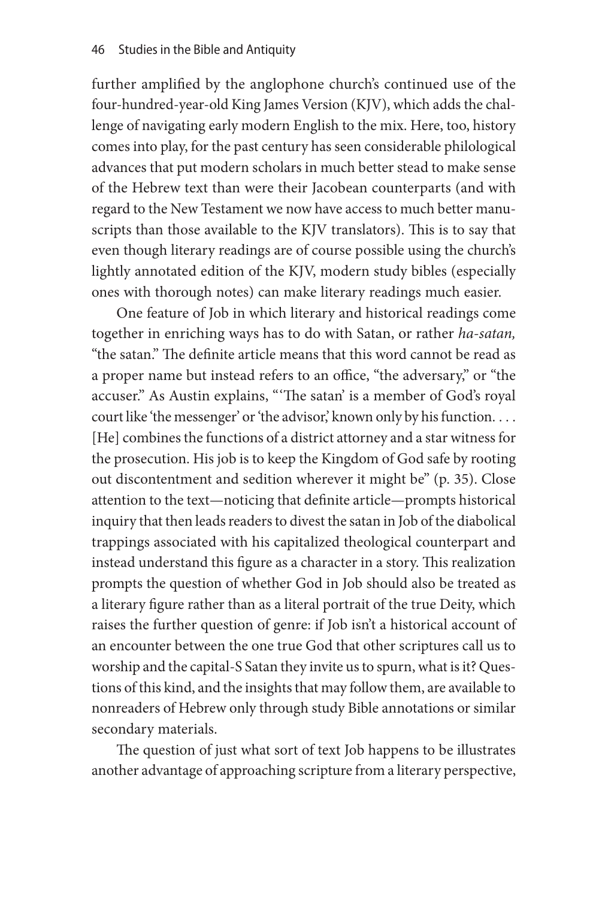further amplified by the anglophone church's continued use of the four-hundred-year-old King James Version (KJV), which adds the challenge of navigating early modern English to the mix. Here, too, history comes into play, for the past century has seen considerable philological advances that put modern scholars in much better stead to make sense of the Hebrew text than were their Jacobean counterparts (and with regard to the New Testament we now have access to much better manuscripts than those available to the KJV translators). This is to say that even though literary readings are of course possible using the church's lightly annotated edition of the KJV, modern study bibles (especially ones with thorough notes) can make literary readings much easier.

One feature of Job in which literary and historical readings come together in enriching ways has to do with Satan, or rather *ha-satan,* "the satan." The definite article means that this word cannot be read as a proper name but instead refers to an office, "the adversary," or "the accuser." As Austin explains, "'The satan' is a member of God's royal court like 'the messenger' or 'the advisor,' known only by his function. . . . [He] combines the functions of a district attorney and a star witness for the prosecution. His job is to keep the Kingdom of God safe by rooting out discontentment and sedition wherever it might be" (p. 35). Close attention to the text—noticing that definite article—prompts historical inquiry that then leads readers to divest the satan in Job of the diabolical trappings associated with his capitalized theological counterpart and instead understand this figure as a character in a story. This realization prompts the question of whether God in Job should also be treated as a literary figure rather than as a literal portrait of the true Deity, which raises the further question of genre: if Job isn't a historical account of an encounter between the one true God that other scriptures call us to worship and the capital-S Satan they invite us to spurn, what is it? Questions of this kind, and the insights that may follow them, are available to nonreaders of Hebrew only through study Bible annotations or similar secondary materials.

The question of just what sort of text Job happens to be illustrates another advantage of approaching scripture from a literary perspective,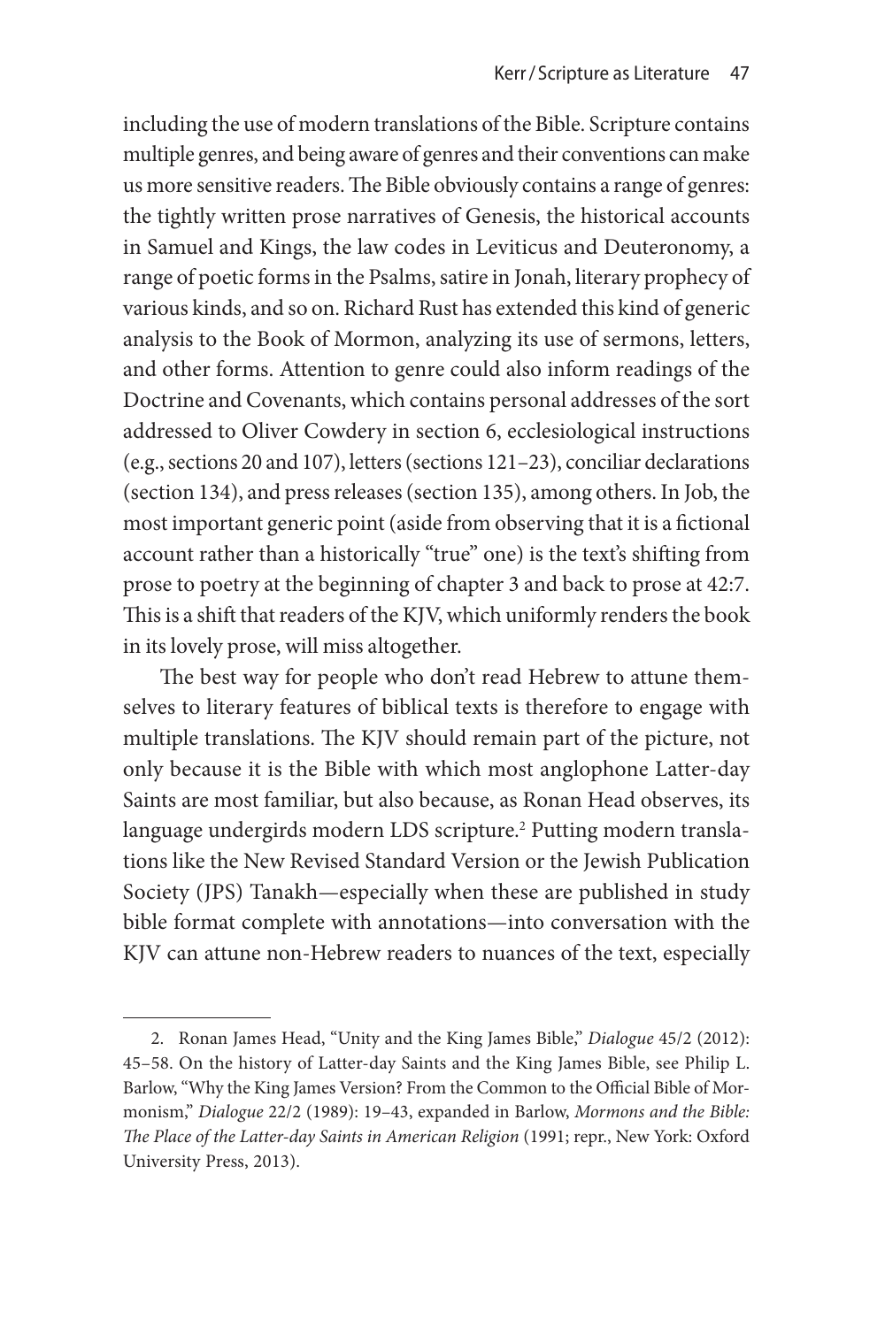including the use of modern translations of the Bible. Scripture contains multiple genres, and being aware of genres and their conventions can make us more sensitive readers. The Bible obviously contains a range of genres: the tightly written prose narratives of Genesis, the historical accounts in Samuel and Kings, the law codes in Leviticus and Deuteronomy, a range of poetic forms in the Psalms, satire in Jonah, literary prophecy of various kinds, and so on. Richard Rust has extended this kind of generic analysis to the Book of Mormon, analyzing its use of sermons, letters, and other forms. Attention to genre could also inform readings of the Doctrine and Covenants, which contains personal addresses of the sort addressed to Oliver Cowdery in section 6, ecclesiological instructions (e.g., sections 20 and 107), letters (sections 121–23), conciliar declarations (section 134), and press releases (section 135), among others. In Job, the most important generic point (aside from observing that it is a fictional account rather than a historically "true" one) is the text's shifting from prose to poetry at the beginning of chapter 3 and back to prose at 42:7. This is a shift that readers of the KJV, which uniformly renders the book in its lovely prose, will miss altogether.

The best way for people who don't read Hebrew to attune themselves to literary features of biblical texts is therefore to engage with multiple translations. The KJV should remain part of the picture, not only because it is the Bible with which most anglophone Latter-day Saints are most familiar, but also because, as Ronan Head observes, its language undergirds modern LDS scripture.[2] Putting modern translations like the New Revised Standard Version or the Jewish Publication Society (JPS) Tanakh—especially when these are published in study bible format complete with annotations—into conversation with the KJV can attune non-Hebrew readers to nuances of the text, especially

---

2. Ronan James Head, "Unity and the King James Bible," *Dialogue* 45/2 (2012): 45–58. On the history of Latter-day Saints and the King James Bible, see Philip L. Barlow, "Why the King James Version? From the Common to the Official Bible of Mormonism," *Dialogue* 22/2 (1989): 19–43, expanded in Barlow, *Mormons and the Bible: The Place of the Latter-day Saints in American Religion* (1991; repr., New York: Oxford University Press, 2013).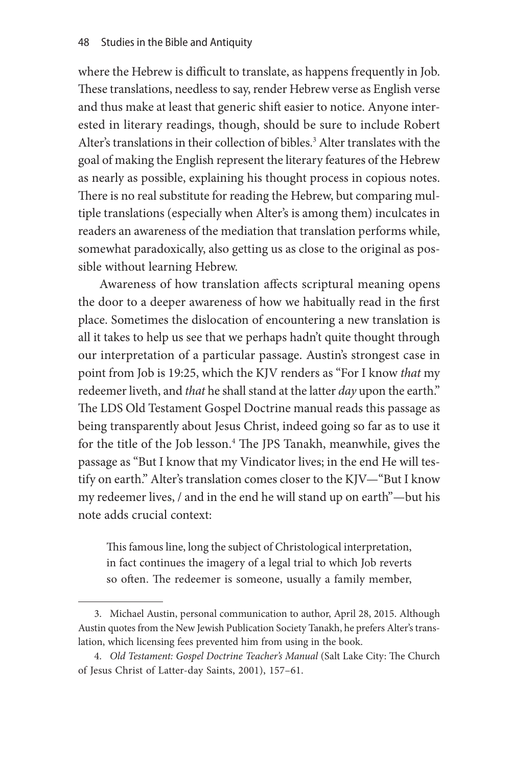where the Hebrew is difficult to translate, as happens frequently in Job. These translations, needless to say, render Hebrew verse as English verse and thus make at least that generic shift easier to notice. Anyone interested in literary readings, though, should be sure to include Robert Alter's translations in their collection of bibles.[3] Alter translates with the goal of making the English represent the literary features of the Hebrew as nearly as possible, explaining his thought process in copious notes. There is no real substitute for reading the Hebrew, but comparing multiple translations (especially when Alter's is among them) inculcates in readers an awareness of the mediation that translation performs while, somewhat paradoxically, also getting us as close to the original as possible without learning Hebrew.

Awareness of how translation affects scriptural meaning opens the door to a deeper awareness of how we habitually read in the first place. Sometimes the dislocation of encountering a new translation is all it takes to help us see that we perhaps hadn't quite thought through our interpretation of a particular passage. Austin's strongest case in point from Job is 19:25, which the KJV renders as "For I know *that* my redeemer liveth, and *that* he shall stand at the latter *day* upon the earth." The LDS Old Testament Gospel Doctrine manual reads this passage as being transparently about Jesus Christ, indeed going so far as to use it for the title of the Job lesson.[4] The JPS Tanakh, meanwhile, gives the passage as "But I know that my Vindicator lives; in the end He will testify on earth." Alter's translation comes closer to the KJV—"But I know my redeemer lives, / and in the end he will stand up on earth"—but his note adds crucial context:

> This famous line, long the subject of Christological interpretation, in fact continues the imagery of a legal trial to which Job reverts so often. The redeemer is someone, usually a family member,

---

3. Michael Austin, personal communication to author, April 28, 2015. Although Austin quotes from the New Jewish Publication Society Tanakh, he prefers Alter's translation, which licensing fees prevented him from using in the book.

4. *Old Testament: Gospel Doctrine Teacher's Manual* (Salt Lake City: The Church of Jesus Christ of Latter-day Saints, 2001), 157–61.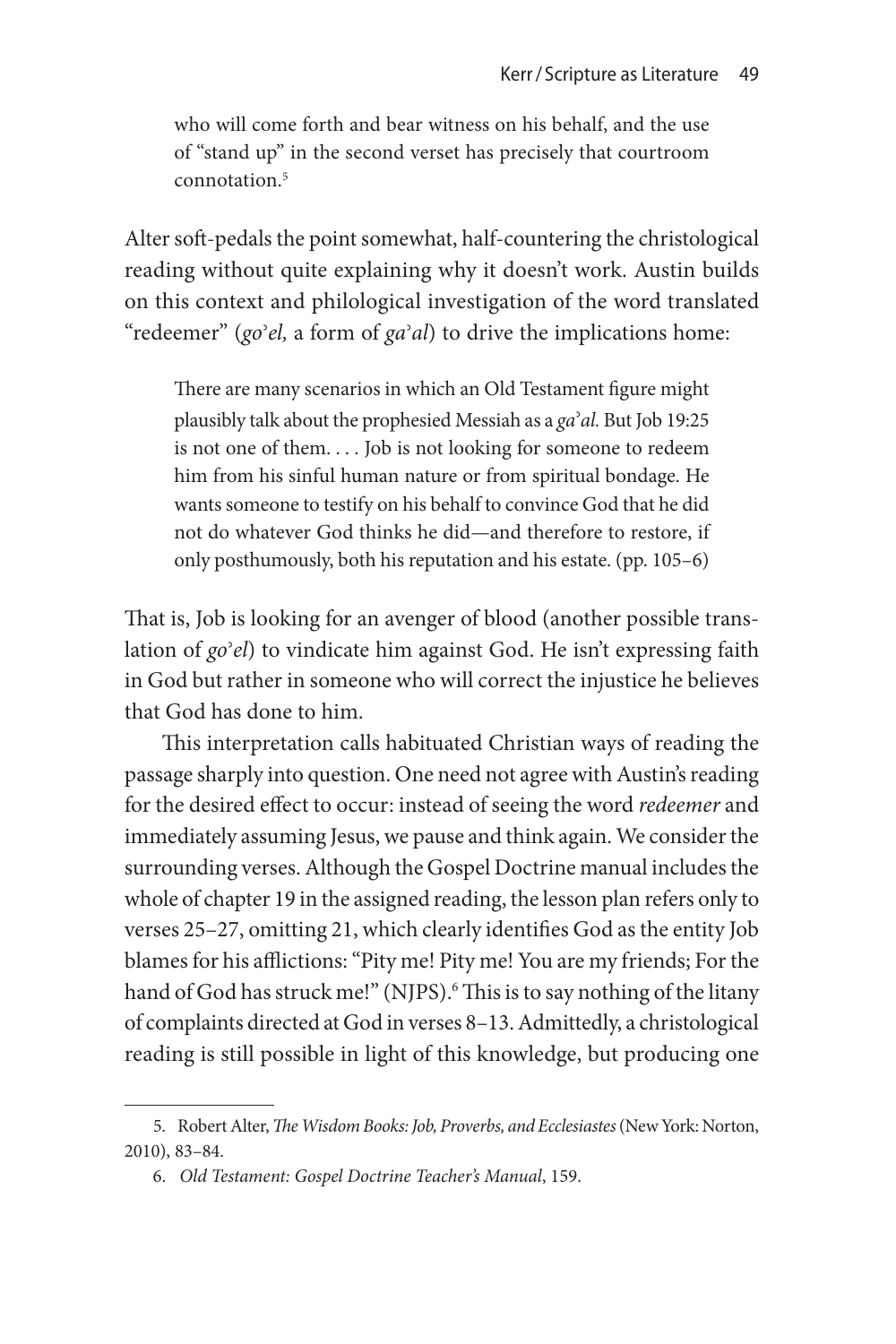> who will come forth and bear witness on his behalf, and the use of "stand up" in the second verset has precisely that courtroom connotation.[5]

Alter soft-pedals the point somewhat, half-countering the christological reading without quite explaining why it doesn't work. Austin builds on this context and philological investigation of the word translated "redeemer" (*go*ʾ*el,* a form of *ga*ʾ*al*) to drive the implications home:

> There are many scenarios in which an Old Testament figure might plausibly talk about the prophesied Messiah as a *ga*ʾ*al.* But Job 19:25 is not one of them. . . . Job is not looking for someone to redeem him from his sinful human nature or from spiritual bondage. He wants someone to testify on his behalf to convince God that he did not do whatever God thinks he did—and therefore to restore, if only posthumously, both his reputation and his estate. (pp. 105–6)

That is, Job is looking for an avenger of blood (another possible translation of *go*ʾ*el*) to vindicate him against God. He isn't expressing faith in God but rather in someone who will correct the injustice he believes that God has done to him.

This interpretation calls habituated Christian ways of reading the passage sharply into question. One need not agree with Austin's reading for the desired effect to occur: instead of seeing the word *redeemer* and immediately assuming Jesus, we pause and think again. We consider the surrounding verses. Although the Gospel Doctrine manual includes the whole of chapter 19 in the assigned reading, the lesson plan refers only to verses 25–27, omitting 21, which clearly identifies God as the entity Job blames for his afflictions: "Pity me! Pity me! You are my friends; For the hand of God has struck me!" (NJPS).[6] This is to say nothing of the litany of complaints directed at God in verses 8–13. Admittedly, a christological reading is still possible in light of this knowledge, but producing one

5. Robert Alter, *The Wisdom Books: Job, Proverbs, and Ecclesiastes* (New York: Norton, 2010), 83–84.

6. *Old Testament: Gospel Doctrine Teacher's Manual*, 159.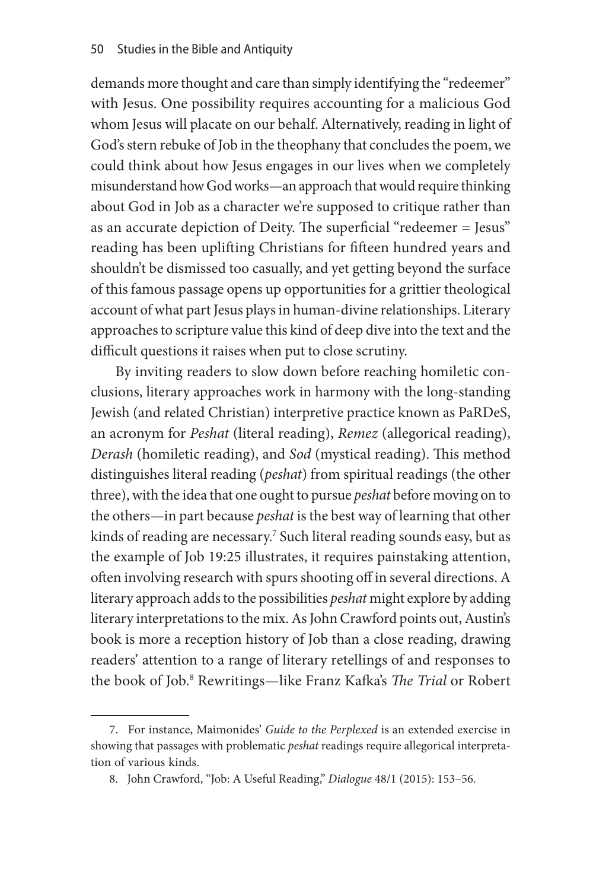demands more thought and care than simply identifying the "redeemer" with Jesus. One possibility requires accounting for a malicious God whom Jesus will placate on our behalf. Alternatively, reading in light of God's stern rebuke of Job in the theophany that concludes the poem, we could think about how Jesus engages in our lives when we completely misunderstand how God works—an approach that would require thinking about God in Job as a character we're supposed to critique rather than as an accurate depiction of Deity. The superficial "redeemer = Jesus" reading has been uplifting Christians for fifteen hundred years and shouldn't be dismissed too casually, and yet getting beyond the surface of this famous passage opens up opportunities for a grittier theological account of what part Jesus plays in human-divine relationships. Literary approaches to scripture value this kind of deep dive into the text and the difficult questions it raises when put to close scrutiny.

By inviting readers to slow down before reaching homiletic conclusions, literary approaches work in harmony with the long-standing Jewish (and related Christian) interpretive practice known as PaRDeS, an acronym for *Peshat* (literal reading), *Remez* (allegorical reading), *Derash* (homiletic reading), and *Sod* (mystical reading). This method distinguishes literal reading (*peshat*) from spiritual readings (the other three), with the idea that one ought to pursue *peshat* before moving on to the others—in part because *peshat* is the best way of learning that other kinds of reading are necessary.[7] Such literal reading sounds easy, but as the example of Job 19:25 illustrates, it requires painstaking attention, often involving research with spurs shooting off in several directions. A literary approach adds to the possibilities *peshat* might explore by adding literary interpretations to the mix. As John Crawford points out, Austin's book is more a reception history of Job than a close reading, drawing readers' attention to a range of literary retellings of and responses to the book of Job.[8] Rewritings—like Franz Kafka's *The Trial* or Robert

---

7. For instance, Maimonides' *Guide to the Perplexed* is an extended exercise in showing that passages with problematic *peshat* readings require allegorical interpretation of various kinds.

8. John Crawford, "Job: A Useful Reading," *Dialogue* 48/1 (2015): 153–56.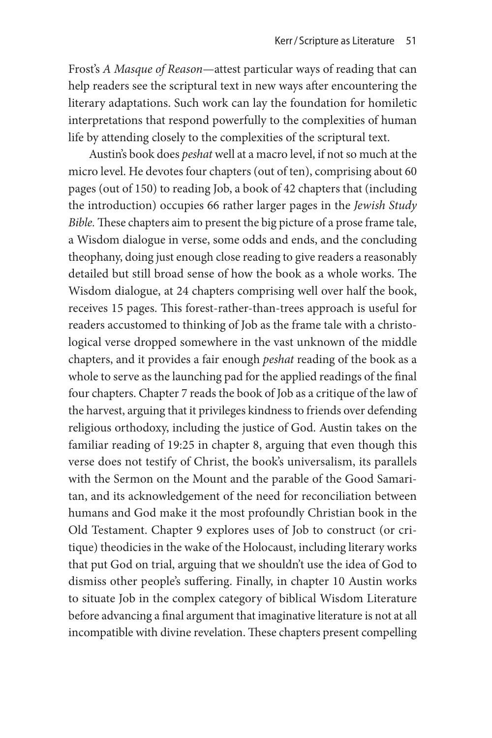Frost's *A Masque of Reason*—attest particular ways of reading that can help readers see the scriptural text in new ways after encountering the literary adaptations. Such work can lay the foundation for homiletic interpretations that respond powerfully to the complexities of human life by attending closely to the complexities of the scriptural text.

Austin's book does *peshat* well at a macro level, if not so much at the micro level. He devotes four chapters (out of ten), comprising about 60 pages (out of 150) to reading Job, a book of 42 chapters that (including the introduction) occupies 66 rather larger pages in the *Jewish Study Bible*. These chapters aim to present the big picture of a prose frame tale, a Wisdom dialogue in verse, some odds and ends, and the concluding theophany, doing just enough close reading to give readers a reasonably detailed but still broad sense of how the book as a whole works. The Wisdom dialogue, at 24 chapters comprising well over half the book, receives 15 pages. This forest-rather-than-trees approach is useful for readers accustomed to thinking of Job as the frame tale with a christological verse dropped somewhere in the vast unknown of the middle chapters, and it provides a fair enough *peshat* reading of the book as a whole to serve as the launching pad for the applied readings of the final four chapters. Chapter 7 reads the book of Job as a critique of the law of the harvest, arguing that it privileges kindness to friends over defending religious orthodoxy, including the justice of God. Austin takes on the familiar reading of 19:25 in chapter 8, arguing that even though this verse does not testify of Christ, the book's universalism, its parallels with the Sermon on the Mount and the parable of the Good Samaritan, and its acknowledgement of the need for reconciliation between humans and God make it the most profoundly Christian book in the Old Testament. Chapter 9 explores uses of Job to construct (or critique) theodicies in the wake of the Holocaust, including literary works that put God on trial, arguing that we shouldn't use the idea of God to dismiss other people's suffering. Finally, in chapter 10 Austin works to situate Job in the complex category of biblical Wisdom Literature before advancing a final argument that imaginative literature is not at all incompatible with divine revelation. These chapters present compelling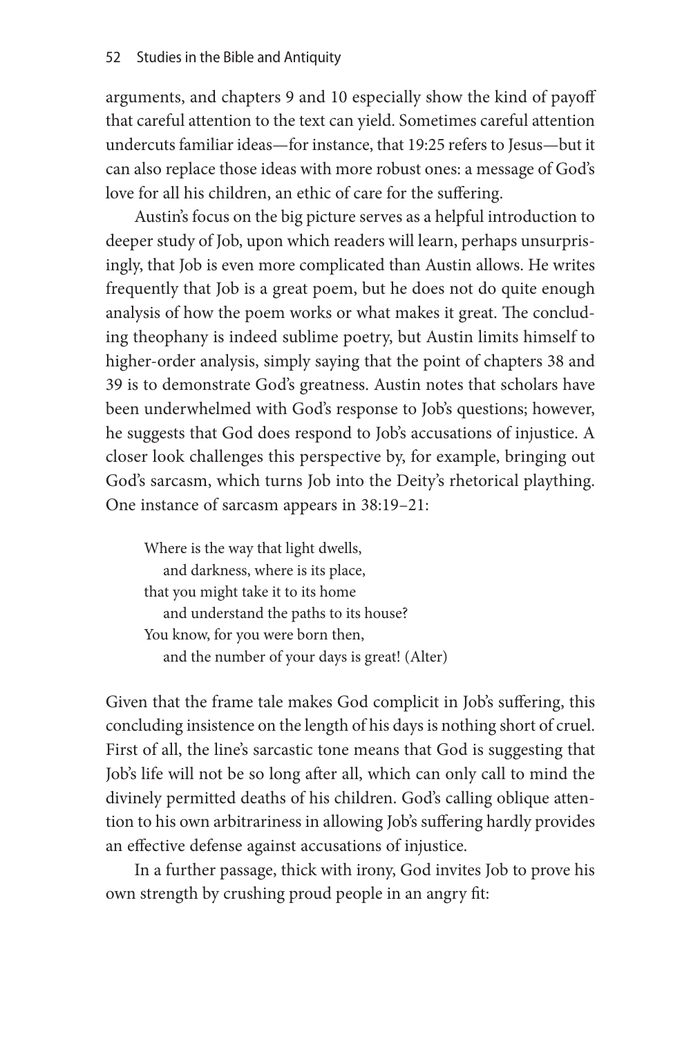arguments, and chapters 9 and 10 especially show the kind of payoff that careful attention to the text can yield. Sometimes careful attention undercuts familiar ideas—for instance, that 19:25 refers to Jesus—but it can also replace those ideas with more robust ones: a message of God's love for all his children, an ethic of care for the suffering.

Austin's focus on the big picture serves as a helpful introduction to deeper study of Job, upon which readers will learn, perhaps unsurprisingly, that Job is even more complicated than Austin allows. He writes frequently that Job is a great poem, but he does not do quite enough analysis of how the poem works or what makes it great. The concluding theophany is indeed sublime poetry, but Austin limits himself to higher-order analysis, simply saying that the point of chapters 38 and 39 is to demonstrate God's greatness. Austin notes that scholars have been underwhelmed with God's response to Job's questions; however, he suggests that God does respond to Job's accusations of injustice. A closer look challenges this perspective by, for example, bringing out God's sarcasm, which turns Job into the Deity's rhetorical plaything. One instance of sarcasm appears in 38:19–21:

> Where is the way that light dwells,
> &nbsp;&nbsp;&nbsp;&nbsp;and darkness, where is its place,
> that you might take it to its home
> &nbsp;&nbsp;&nbsp;&nbsp;and understand the paths to its house?
> You know, for you were born then,
> &nbsp;&nbsp;&nbsp;&nbsp;and the number of your days is great! (Alter)

Given that the frame tale makes God complicit in Job's suffering, this concluding insistence on the length of his days is nothing short of cruel. First of all, the line's sarcastic tone means that God is suggesting that Job's life will not be so long after all, which can only call to mind the divinely permitted deaths of his children. God's calling oblique attention to his own arbitrariness in allowing Job's suffering hardly provides an effective defense against accusations of injustice.

In a further passage, thick with irony, God invites Job to prove his own strength by crushing proud people in an angry fit: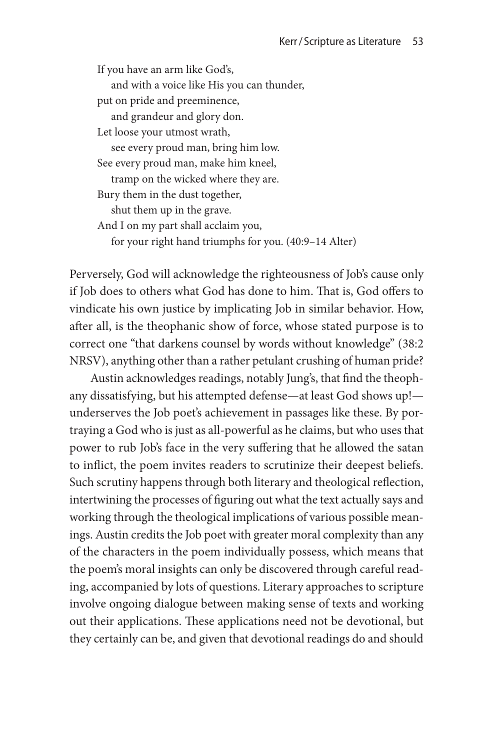If you have an arm like God's,  
  and with a voice like His you can thunder,  
put on pride and preeminence,  
  and grandeur and glory don.  
Let loose your utmost wrath,  
  see every proud man, bring him low.  
See every proud man, make him kneel,  
  tramp on the wicked where they are.  
Bury them in the dust together,  
  shut them up in the grave.  
And I on my part shall acclaim you,  
  for your right hand triumphs for you. (40:9–14 Alter)

Perversely, God will acknowledge the righteousness of Job's cause only if Job does to others what God has done to him. That is, God offers to vindicate his own justice by implicating Job in similar behavior. How, after all, is the theophanic show of force, whose stated purpose is to correct one "that darkens counsel by words without knowledge" (38:2 NRSV), anything other than a rather petulant crushing of human pride?

Austin acknowledges readings, notably Jung's, that find the theophany dissatisfying, but his attempted defense—at least God shows up!—underserves the Job poet's achievement in passages like these. By portraying a God who is just as all-powerful as he claims, but who uses that power to rub Job's face in the very suffering that he allowed the satan to inflict, the poem invites readers to scrutinize their deepest beliefs. Such scrutiny happens through both literary and theological reflection, intertwining the processes of figuring out what the text actually says and working through the theological implications of various possible meanings. Austin credits the Job poet with greater moral complexity than any of the characters in the poem individually possess, which means that the poem's moral insights can only be discovered through careful reading, accompanied by lots of questions. Literary approaches to scripture involve ongoing dialogue between making sense of texts and working out their applications. These applications need not be devotional, but they certainly can be, and given that devotional readings do and should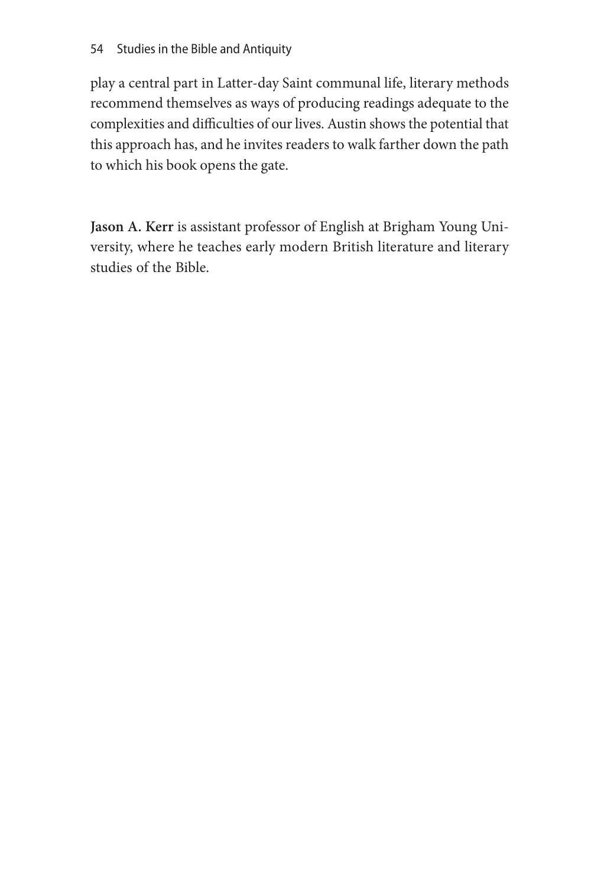play a central part in Latter-day Saint communal life, literary methods recommend themselves as ways of producing readings adequate to the complexities and difficulties of our lives. Austin shows the potential that this approach has, and he invites readers to walk farther down the path to which his book opens the gate.

**Jason A. Kerr** is assistant professor of English at Brigham Young University, where he teaches early modern British literature and literary studies of the Bible.